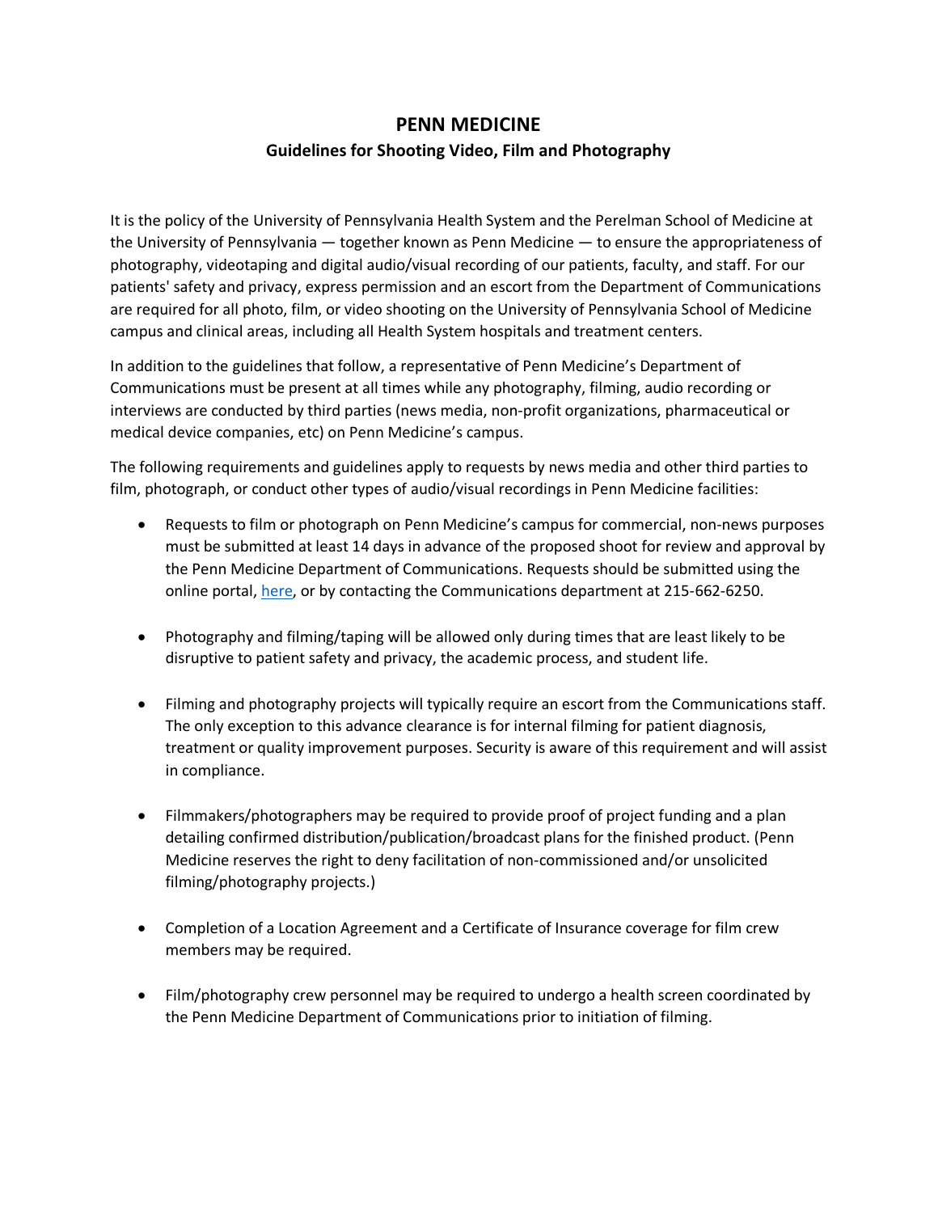# PENN MEDICINE

## Guidelines for Shooting Video, Film and Photography

It is the policy of the University of Pennsylvania Health System and the Perelman School of Medicine at the University of Pennsylvania — together known as Penn Medicine — to ensure the appropriateness of photography, videotaping and digital audio/visual recording of our patients, faculty, and staff. For our patients' safety and privacy, express permission and an escort from the Department of Communications are required for all photo, film, or video shooting on the University of Pennsylvania School of Medicine campus and clinical areas, including all Health System hospitals and treatment centers.

In addition to the guidelines that follow, a representative of Penn Medicine's Department of Communications must be present at all times while any photography, filming, audio recording or interviews are conducted by third parties (news media, non-profit organizations, pharmaceutical or medical device companies, etc) on Penn Medicine's campus.

The following requirements and guidelines apply to requests by news media and other third parties to film, photograph, or conduct other types of audio/visual recordings in Penn Medicine facilities:

- Requests to film or photograph on Penn Medicine's campus for commercial, non-news purposes must be submitted at least 14 days in advance of the proposed shoot for review and approval by the Penn Medicine Department of Communications. Requests should be submitted using the online portal, here, or by contacting the Communications department at 215-662-6250.

- Photography and filming/taping will be allowed only during times that are least likely to be disruptive to patient safety and privacy, the academic process, and student life.

- Filming and photography projects will typically require an escort from the Communications staff. The only exception to this advance clearance is for internal filming for patient diagnosis, treatment or quality improvement purposes. Security is aware of this requirement and will assist in compliance.

- Filmmakers/photographers may be required to provide proof of project funding and a plan detailing confirmed distribution/publication/broadcast plans for the finished product. (Penn Medicine reserves the right to deny facilitation of non-commissioned and/or unsolicited filming/photography projects.)

- Completion of a Location Agreement and a Certificate of Insurance coverage for film crew members may be required.

- Film/photography crew personnel may be required to undergo a health screen coordinated by the Penn Medicine Department of Communications prior to initiation of filming.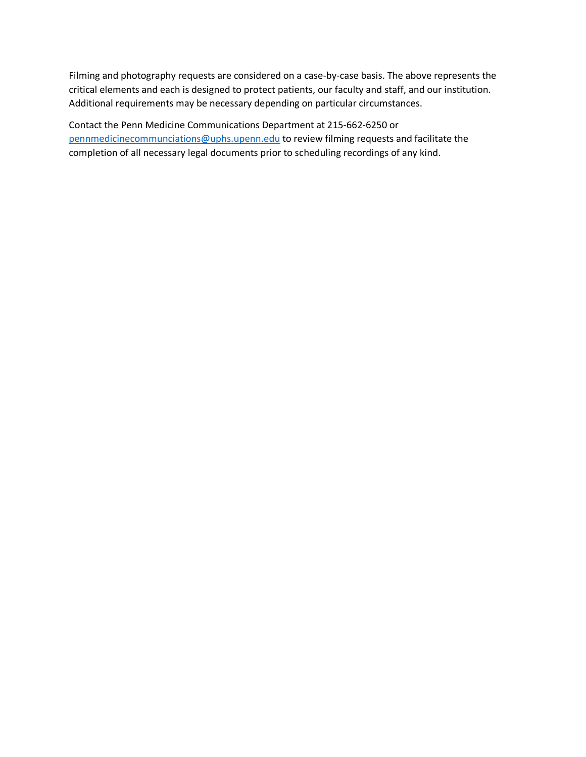Filming and photography requests are considered on a case-by-case basis. The above represents the critical elements and each is designed to protect patients, our faculty and staff, and our institution. Additional requirements may be necessary depending on particular circumstances.

Contact the Penn Medicine Communications Department at 215-662-6250 or [pennmedicinecommunciations@uphs.upenn.edu](mailto:pennmedicinecommunciations@uphs.upenn.edu) to review filming requests and facilitate the completion of all necessary legal documents prior to scheduling recordings of any kind.